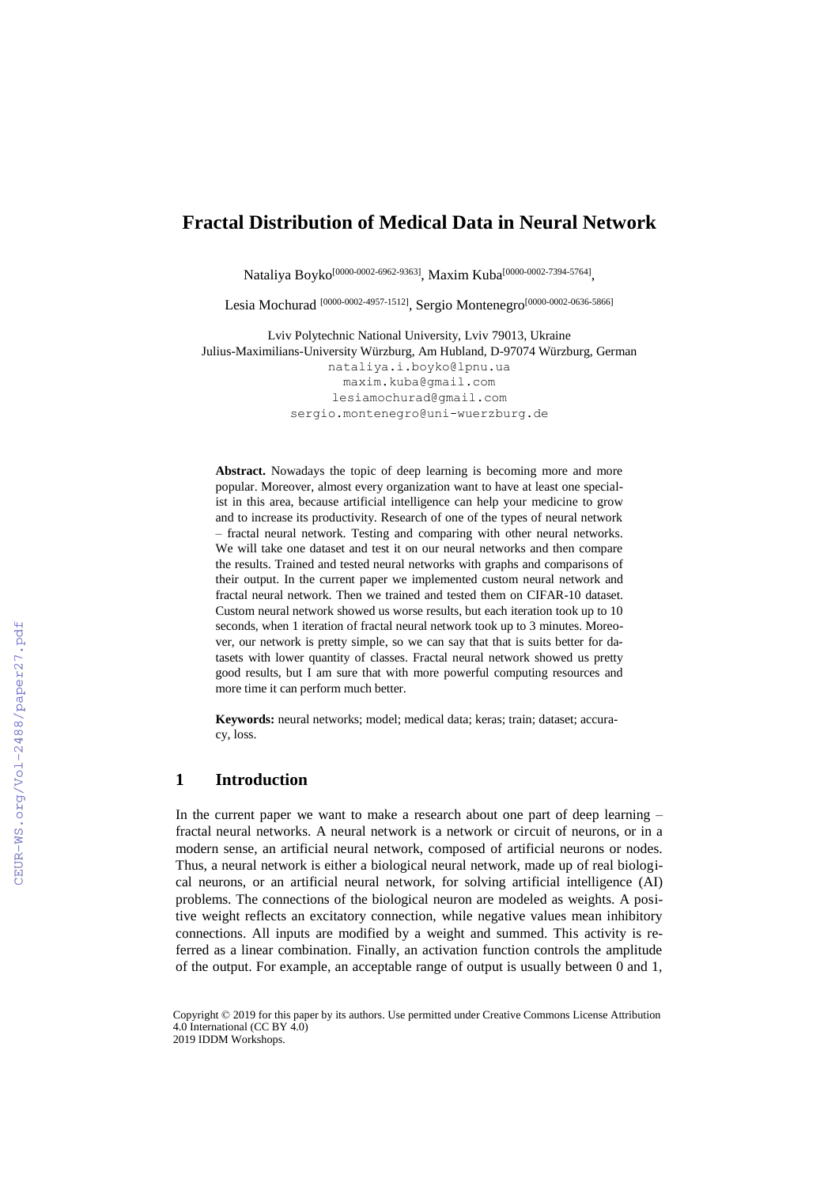# Fractal Distribution of Medical Data in Neural Network

Nataliya Boyko[0000-0002-6962-9363], Maxim Kuba[0000-0002-7394-5764],

Lesia Mochurad [0000-0002-4957-1512], Sergio Montenegro[0000-0002-0636-5866]

Lviv Polytechnic National University, Lviv 79013, Ukraine
Julius-Maximilians-University Würzburg, Am Hubland, D-97074 Würzburg, German

nataliya.i.boyko@lpnu.ua
maxim.kuba@gmail.com
lesiamochurad@gmail.com
sergio.montenegro@uni-wuerzburg.de

**Abstract.** Nowadays the topic of deep learning is becoming more and more popular. Moreover, almost every organization want to have at least one specialist in this area, because artificial intelligence can help your medicine to grow and to increase its productivity. Research of one of the types of neural network – fractal neural network. Testing and comparing with other neural networks. We will take one dataset and test it on our neural networks and then compare the results. Trained and tested neural networks with graphs and comparisons of their output. In the current paper we implemented custom neural network and fractal neural network. Then we trained and tested them on CIFAR-10 dataset. Custom neural network showed us worse results, but each iteration took up to 10 seconds, when 1 iteration of fractal neural network took up to 3 minutes. Moreover, our network is pretty simple, so we can say that that is suits better for datasets with lower quantity of classes. Fractal neural network showed us pretty good results, but I am sure that with more powerful computing resources and more time it can perform much better.

**Keywords:** neural networks; model; medical data; keras; train; dataset; accuracy, loss.

## 1 Introduction

In the current paper we want to make a research about one part of deep learning – fractal neural networks. A neural network is a network or circuit of neurons, or in a modern sense, an artificial neural network, composed of artificial neurons or nodes. Thus, a neural network is either a biological neural network, made up of real biological neurons, or an artificial neural network, for solving artificial intelligence (AI) problems. The connections of the biological neuron are modeled as weights. A positive weight reflects an excitatory connection, while negative values mean inhibitory connections. All inputs are modified by a weight and summed. This activity is referred as a linear combination. Finally, an activation function controls the amplitude of the output. For example, an acceptable range of output is usually between 0 and 1,

Copyright © 2019 for this paper by its authors. Use permitted under Creative Commons License Attribution 4.0 International (CC BY 4.0)
2019 IDDM Workshops.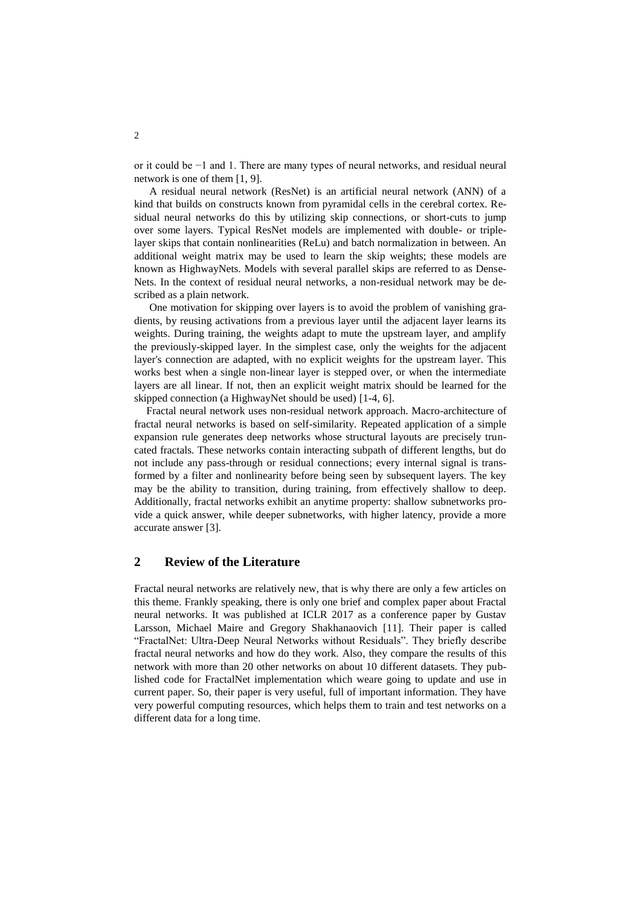or it could be −1 and 1. There are many types of neural networks, and residual neural network is one of them [1, 9].

A residual neural network (ResNet) is an artificial neural network (ANN) of a kind that builds on constructs known from pyramidal cells in the cerebral cortex. Residual neural networks do this by utilizing skip connections, or short-cuts to jump over some layers. Typical ResNet models are implemented with double- or triple-layer skips that contain nonlinearities (ReLu) and batch normalization in between. An additional weight matrix may be used to learn the skip weights; these models are known as HighwayNets. Models with several parallel skips are referred to as DenseNets. In the context of residual neural networks, a non-residual network may be described as a plain network.

One motivation for skipping over layers is to avoid the problem of vanishing gradients, by reusing activations from a previous layer until the adjacent layer learns its weights. During training, the weights adapt to mute the upstream layer, and amplify the previously-skipped layer. In the simplest case, only the weights for the adjacent layer's connection are adapted, with no explicit weights for the upstream layer. This works best when a single non-linear layer is stepped over, or when the intermediate layers are all linear. If not, then an explicit weight matrix should be learned for the skipped connection (a HighwayNet should be used) [1-4, 6].

Fractal neural network uses non-residual network approach. Macro-architecture of fractal neural networks is based on self-similarity. Repeated application of a simple expansion rule generates deep networks whose structural layouts are precisely truncated fractals. These networks contain interacting subpath of different lengths, but do not include any pass-through or residual connections; every internal signal is transformed by a filter and nonlinearity before being seen by subsequent layers. The key may be the ability to transition, during training, from effectively shallow to deep. Additionally, fractal networks exhibit an anytime property: shallow subnetworks provide a quick answer, while deeper subnetworks, with higher latency, provide a more accurate answer [3].

## 2 Review of the Literature

Fractal neural networks are relatively new, that is why there are only a few articles on this theme. Frankly speaking, there is only one brief and complex paper about Fractal neural networks. It was published at ICLR 2017 as a conference paper by Gustav Larsson, Michael Maire and Gregory Shakhanaovich [11]. Their paper is called "FractalNet: Ultra-Deep Neural Networks without Residuals". They briefly describe fractal neural networks and how do they work. Also, they compare the results of this network with more than 20 other networks on about 10 different datasets. They published code for FractalNet implementation which weare going to update and use in current paper. So, their paper is very useful, full of important information. They have very powerful computing resources, which helps them to train and test networks on a different data for a long time.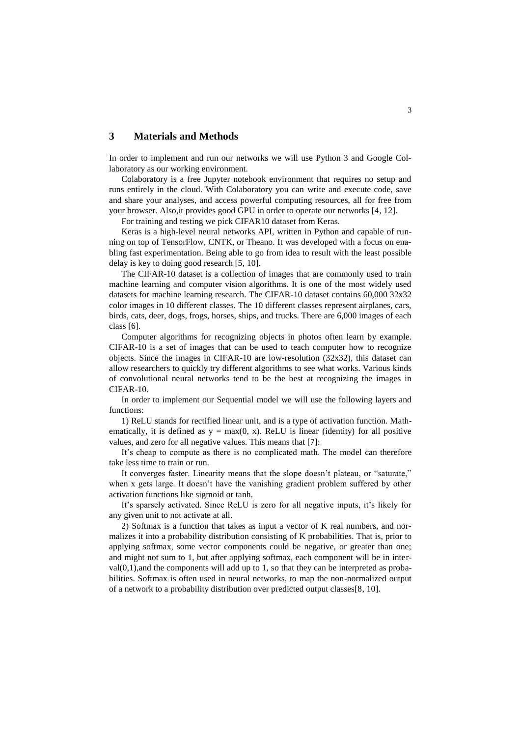## 3 Materials and Methods

In order to implement and run our networks we will use Python 3 and Google Collaboratory as our working environment.

Colaboratory is a free Jupyter notebook environment that requires no setup and runs entirely in the cloud. With Colaboratory you can write and execute code, save and share your analyses, and access powerful computing resources, all for free from your browser. Also,it provides good GPU in order to operate our networks [4, 12].

For training and testing we pick CIFAR10 dataset from Keras.

Keras is a high-level neural networks API, written in Python and capable of running on top of TensorFlow, CNTK, or Theano. It was developed with a focus on enabling fast experimentation. Being able to go from idea to result with the least possible delay is key to doing good research [5, 10].

The CIFAR-10 dataset is a collection of images that are commonly used to train machine learning and computer vision algorithms. It is one of the most widely used datasets for machine learning research. The CIFAR-10 dataset contains 60,000 32x32 color images in 10 different classes. The 10 different classes represent airplanes, cars, birds, cats, deer, dogs, frogs, horses, ships, and trucks. There are 6,000 images of each class [6].

Computer algorithms for recognizing objects in photos often learn by example. CIFAR-10 is a set of images that can be used to teach computer how to recognize objects. Since the images in CIFAR-10 are low-resolution (32x32), this dataset can allow researchers to quickly try different algorithms to see what works. Various kinds of convolutional neural networks tend to be the best at recognizing the images in CIFAR-10.

In order to implement our Sequential model we will use the following layers and functions:

1) ReLU stands for rectified linear unit, and is a type of activation function. Mathematically, it is defined as $y = \max(0, x)$. ReLU is linear (identity) for all positive values, and zero for all negative values. This means that [7]:

It's cheap to compute as there is no complicated math. The model can therefore take less time to train or run.

It converges faster. Linearity means that the slope doesn't plateau, or "saturate," when x gets large. It doesn't have the vanishing gradient problem suffered by other activation functions like sigmoid or tanh.

It's sparsely activated. Since ReLU is zero for all negative inputs, it's likely for any given unit to not activate at all.

2) Softmax is a function that takes as input a vector of K real numbers, and normalizes it into a probability distribution consisting of K probabilities. That is, prior to applying softmax, some vector components could be negative, or greater than one; and might not sum to 1, but after applying softmax, each component will be in interval(0,1),and the components will add up to 1, so that they can be interpreted as probabilities. Softmax is often used in neural networks, to map the non-normalized output of a network to a probability distribution over predicted output classes[8, 10].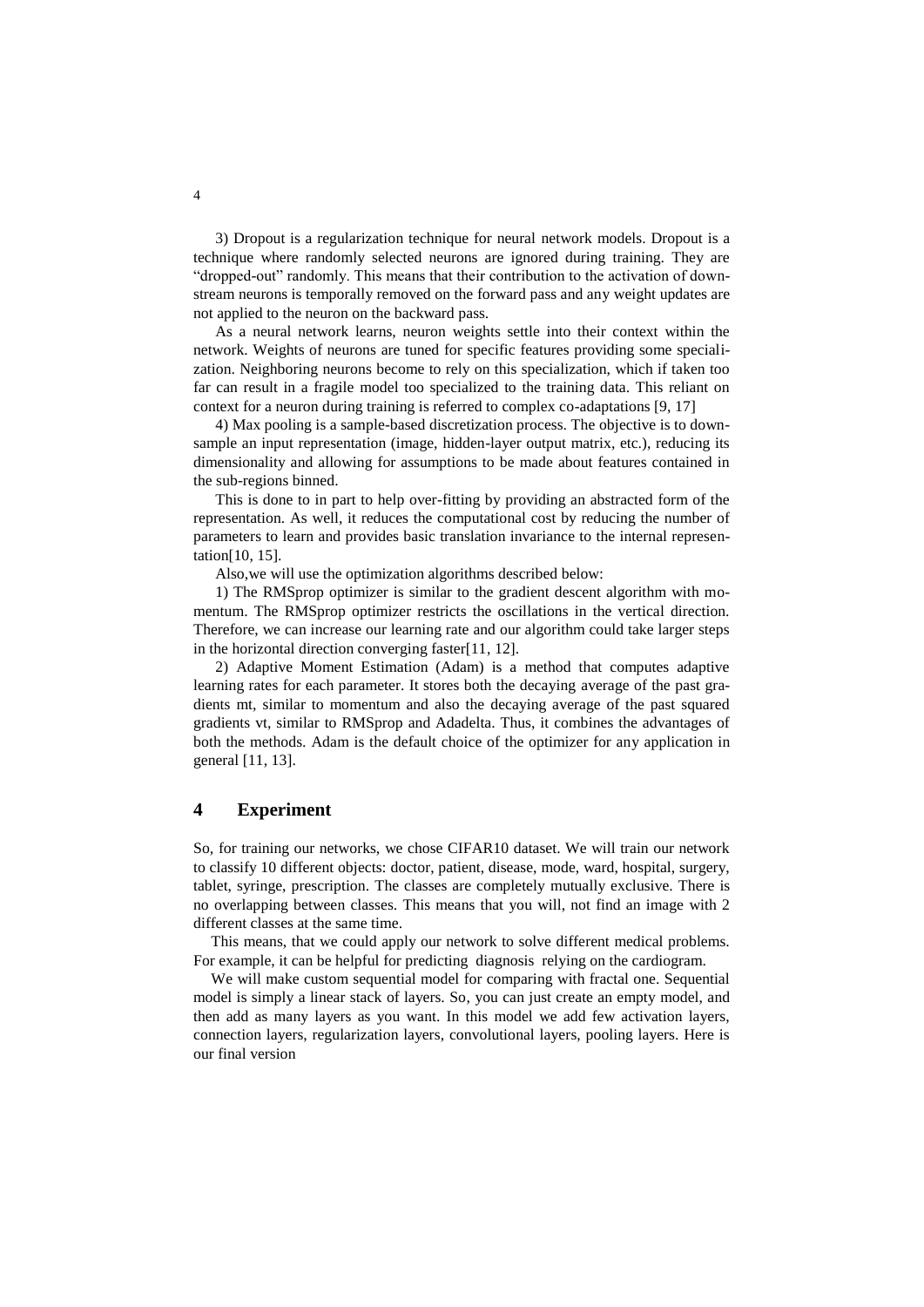3) Dropout is a regularization technique for neural network models. Dropout is a technique where randomly selected neurons are ignored during training. They are "dropped-out" randomly. This means that their contribution to the activation of downstream neurons is temporally removed on the forward pass and any weight updates are not applied to the neuron on the backward pass.

As a neural network learns, neuron weights settle into their context within the network. Weights of neurons are tuned for specific features providing some specialization. Neighboring neurons become to rely on this specialization, which if taken too far can result in a fragile model too specialized to the training data. This reliant on context for a neuron during training is referred to complex co-adaptations [9, 17]

4) Max pooling is a sample-based discretization process. The objective is to down-sample an input representation (image, hidden-layer output matrix, etc.), reducing its dimensionality and allowing for assumptions to be made about features contained in the sub-regions binned.

This is done to in part to help over-fitting by providing an abstracted form of the representation. As well, it reduces the computational cost by reducing the number of parameters to learn and provides basic translation invariance to the internal representation[10, 15].

Also,we will use the optimization algorithms described below:

1) The RMSprop optimizer is similar to the gradient descent algorithm with momentum. The RMSprop optimizer restricts the oscillations in the vertical direction. Therefore, we can increase our learning rate and our algorithm could take larger steps in the horizontal direction converging faster[11, 12].

2) Adaptive Moment Estimation (Adam) is a method that computes adaptive learning rates for each parameter. It stores both the decaying average of the past gradients mt, similar to momentum and also the decaying average of the past squared gradients vt, similar to RMSprop and Adadelta. Thus, it combines the advantages of both the methods. Adam is the default choice of the optimizer for any application in general [11, 13].

## 4 Experiment

So, for training our networks, we chose CIFAR10 dataset. We will train our network to classify 10 different objects: doctor, patient, disease, mode, ward, hospital, surgery, tablet, syringe, prescription. The classes are completely mutually exclusive. There is no overlapping between classes. This means that you will, not find an image with 2 different classes at the same time.

This means, that we could apply our network to solve different medical problems. For example, it can be helpful for predicting diagnosis relying on the cardiogram.

We will make custom sequential model for comparing with fractal one. Sequential model is simply a linear stack of layers. So, you can just create an empty model, and then add as many layers as you want. In this model we add few activation layers, connection layers, regularization layers, convolutional layers, pooling layers. Here is our final version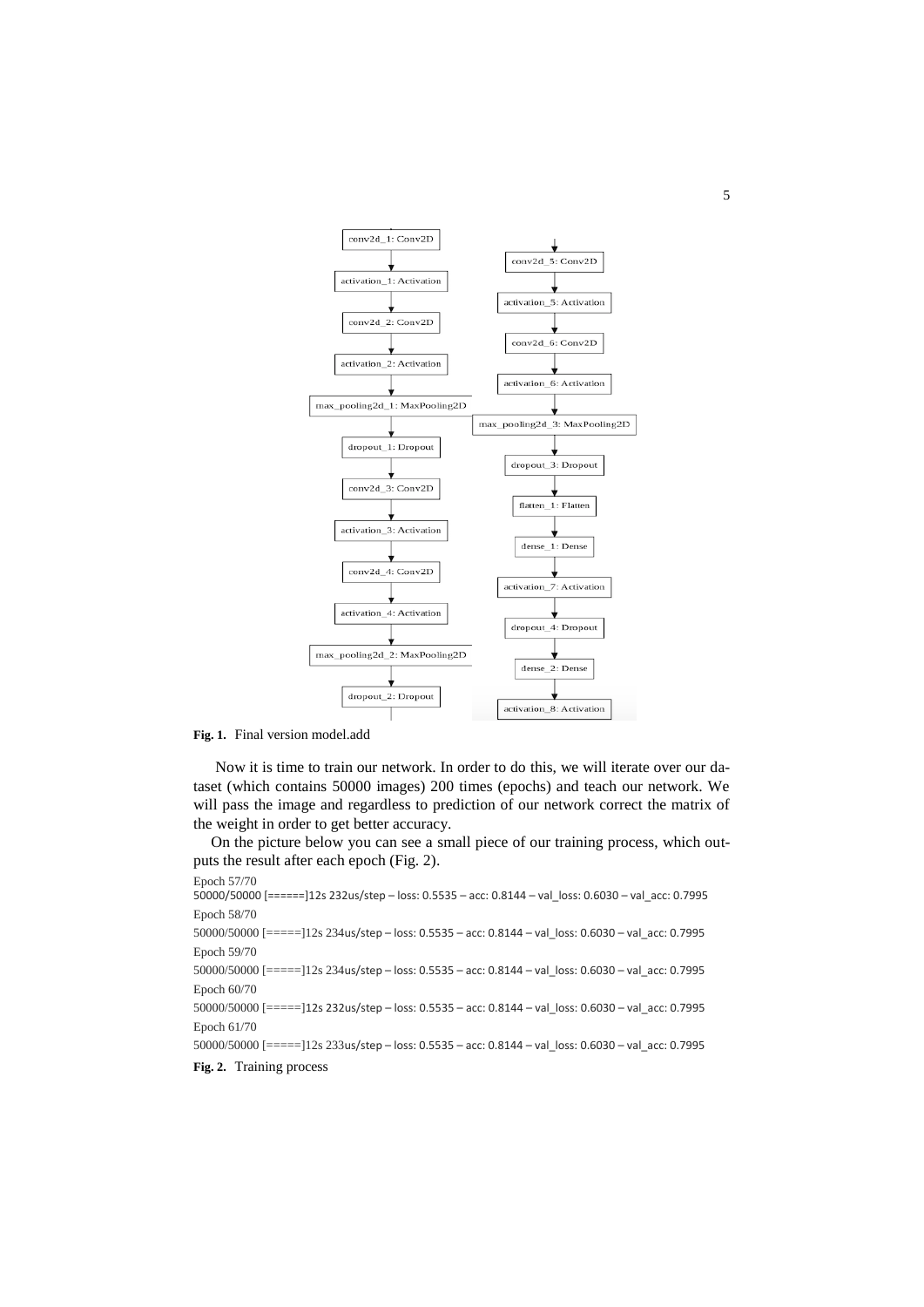**Fig. 1.** Final version model.add

Now it is time to train our network. In order to do this, we will iterate over our dataset (which contains 50000 images) 200 times (epochs) and teach our network. We will pass the image and regardless to prediction of our network correct the matrix of the weight in order to get better accuracy.

On the picture below you can see a small piece of our training process, which outputs the result after each epoch (Fig. 2).

```
Epoch 57/70
50000/50000 [======]12s 232us/step – loss: 0.5535 – acc: 0.8144 – val_loss: 0.6030 – val_acc: 0.7995
Epoch 58/70
50000/50000 [=====]12s 234us/step – loss: 0.5535 – acc: 0.8144 – val_loss: 0.6030 – val_acc: 0.7995
Epoch 59/70
50000/50000 [=====]12s 234us/step – loss: 0.5535 – acc: 0.8144 – val_loss: 0.6030 – val_acc: 0.7995
Epoch 60/70
50000/50000 [=====]12s 232us/step – loss: 0.5535 – acc: 0.8144 – val_loss: 0.6030 – val_acc: 0.7995
Epoch 61/70
50000/50000 [=====]12s 233us/step – loss: 0.5535 – acc: 0.8144 – val_loss: 0.6030 – val_acc: 0.7995
```

**Fig. 2.** Training process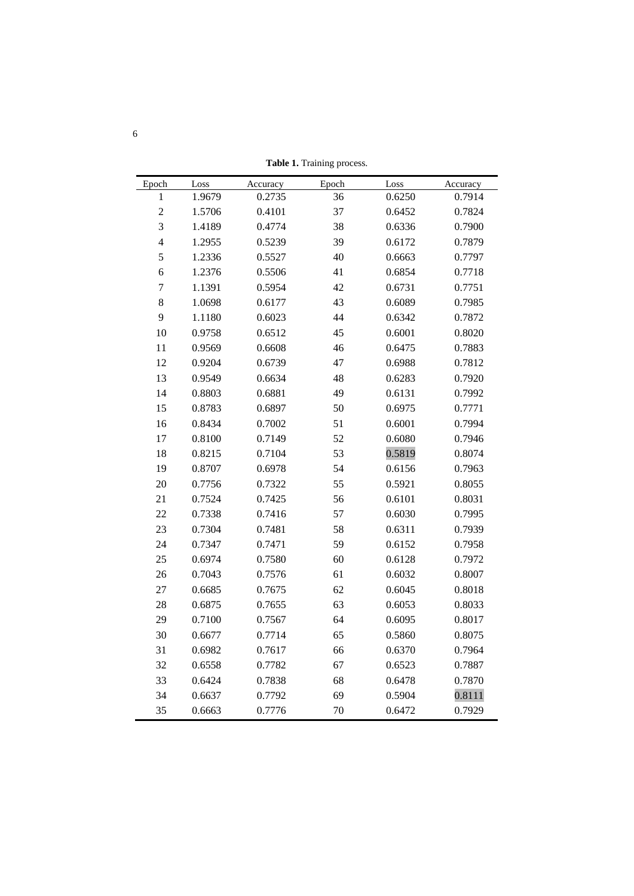**Table 1.** Training process.

| Epoch | Loss | Accuracy | Epoch | Loss | Accuracy |
|---|---|---|---|---|---|
| 1 | 1.9679 | 0.2735 | 36 | 0.6250 | 0.7914 |
| 2 | 1.5706 | 0.4101 | 37 | 0.6452 | 0.7824 |
| 3 | 1.4189 | 0.4774 | 38 | 0.6336 | 0.7900 |
| 4 | 1.2955 | 0.5239 | 39 | 0.6172 | 0.7879 |
| 5 | 1.2336 | 0.5527 | 40 | 0.6663 | 0.7797 |
| 6 | 1.2376 | 0.5506 | 41 | 0.6854 | 0.7718 |
| 7 | 1.1391 | 0.5954 | 42 | 0.6731 | 0.7751 |
| 8 | 1.0698 | 0.6177 | 43 | 0.6089 | 0.7985 |
| 9 | 1.1180 | 0.6023 | 44 | 0.6342 | 0.7872 |
| 10 | 0.9758 | 0.6512 | 45 | 0.6001 | 0.8020 |
| 11 | 0.9569 | 0.6608 | 46 | 0.6475 | 0.7883 |
| 12 | 0.9204 | 0.6739 | 47 | 0.6988 | 0.7812 |
| 13 | 0.9549 | 0.6634 | 48 | 0.6283 | 0.7920 |
| 14 | 0.8803 | 0.6881 | 49 | 0.6131 | 0.7992 |
| 15 | 0.8783 | 0.6897 | 50 | 0.6975 | 0.7771 |
| 16 | 0.8434 | 0.7002 | 51 | 0.6001 | 0.7994 |
| 17 | 0.8100 | 0.7149 | 52 | 0.6080 | 0.7946 |
| 18 | 0.8215 | 0.7104 | 53 | 0.5819 | 0.8074 |
| 19 | 0.8707 | 0.6978 | 54 | 0.6156 | 0.7963 |
| 20 | 0.7756 | 0.7322 | 55 | 0.5921 | 0.8055 |
| 21 | 0.7524 | 0.7425 | 56 | 0.6101 | 0.8031 |
| 22 | 0.7338 | 0.7416 | 57 | 0.6030 | 0.7995 |
| 23 | 0.7304 | 0.7481 | 58 | 0.6311 | 0.7939 |
| 24 | 0.7347 | 0.7471 | 59 | 0.6152 | 0.7958 |
| 25 | 0.6974 | 0.7580 | 60 | 0.6128 | 0.7972 |
| 26 | 0.7043 | 0.7576 | 61 | 0.6032 | 0.8007 |
| 27 | 0.6685 | 0.7675 | 62 | 0.6045 | 0.8018 |
| 28 | 0.6875 | 0.7655 | 63 | 0.6053 | 0.8033 |
| 29 | 0.7100 | 0.7567 | 64 | 0.6095 | 0.8017 |
| 30 | 0.6677 | 0.7714 | 65 | 0.5860 | 0.8075 |
| 31 | 0.6982 | 0.7617 | 66 | 0.6370 | 0.7964 |
| 32 | 0.6558 | 0.7782 | 67 | 0.6523 | 0.7887 |
| 33 | 0.6424 | 0.7838 | 68 | 0.6478 | 0.7870 |
| 34 | 0.6637 | 0.7792 | 69 | 0.5904 | 0.8111 |
| 35 | 0.6663 | 0.7776 | 70 | 0.6472 | 0.7929 |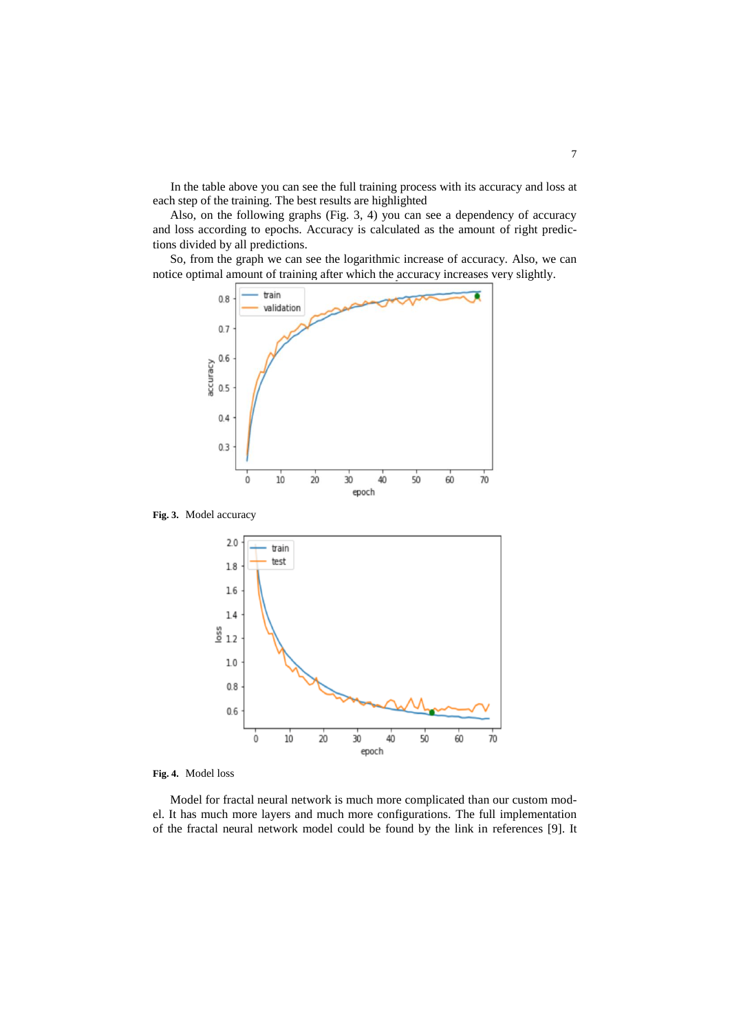In the table above you can see the full training process with its accuracy and loss at each step of the training. The best results are highlighted

Also, on the following graphs (Fig. 3, 4) you can see a dependency of accuracy and loss according to epochs. Accuracy is calculated as the amount of right predictions divided by all predictions.

So, from the graph we can see the logarithmic increase of accuracy. Also, we can notice optimal amount of training after which the accuracy increases very slightly.

**Fig. 3.** Model accuracy

**Fig. 4.** Model loss

Model for fractal neural network is much more complicated than our custom model. It has much more layers and much more configurations. The full implementation of the fractal neural network model could be found by the link in references [9]. It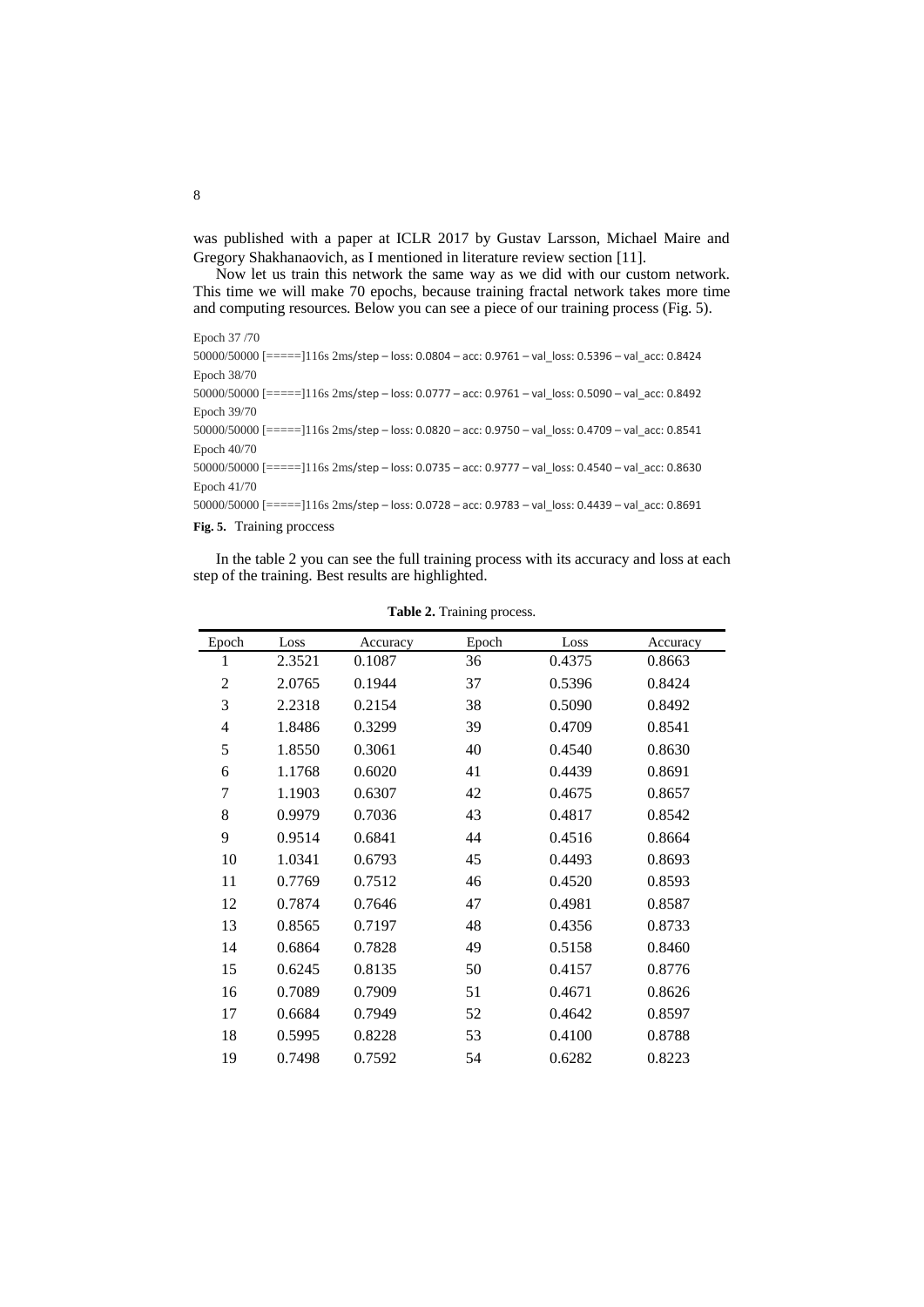was published with a paper at ICLR 2017 by Gustav Larsson, Michael Maire and Gregory Shakhanaovich, as I mentioned in literature review section [11].

Now let us train this network the same way as we did with our custom network. This time we will make 70 epochs, because training fractal network takes more time and computing resources. Below you can see a piece of our training process (Fig. 5).

```
Epoch 37 /70
50000/50000 [=====]116s 2ms/step – loss: 0.0804 – acc: 0.9761 – val_loss: 0.5396 – val_acc: 0.8424
Epoch 38/70
50000/50000 [=====]116s 2ms/step – loss: 0.0777 – acc: 0.9761 – val_loss: 0.5090 – val_acc: 0.8492
Epoch 39/70
50000/50000 [=====]116s 2ms/step – loss: 0.0820 – acc: 0.9750 – val_loss: 0.4709 – val_acc: 0.8541
Epoch 40/70
50000/50000 [=====]116s 2ms/step – loss: 0.0735 – acc: 0.9777 – val_loss: 0.4540 – val_acc: 0.8630
Epoch 41/70
50000/50000 [=====]116s 2ms/step – loss: 0.0728 – acc: 0.9783 – val_loss: 0.4439 – val_acc: 0.8691
```

**Fig. 5.** Training proccess

In the table 2 you can see the full training process with its accuracy and loss at each step of the training. Best results are highlighted.

**Table 2.** Training process.

| Epoch | Loss | Accuracy | Epoch | Loss | Accuracy |
|---|---|---|---|---|---|
| 1 | 2.3521 | 0.1087 | 36 | 0.4375 | 0.8663 |
| 2 | 2.0765 | 0.1944 | 37 | 0.5396 | 0.8424 |
| 3 | 2.2318 | 0.2154 | 38 | 0.5090 | 0.8492 |
| 4 | 1.8486 | 0.3299 | 39 | 0.4709 | 0.8541 |
| 5 | 1.8550 | 0.3061 | 40 | 0.4540 | 0.8630 |
| 6 | 1.1768 | 0.6020 | 41 | 0.4439 | 0.8691 |
| 7 | 1.1903 | 0.6307 | 42 | 0.4675 | 0.8657 |
| 8 | 0.9979 | 0.7036 | 43 | 0.4817 | 0.8542 |
| 9 | 0.9514 | 0.6841 | 44 | 0.4516 | 0.8664 |
| 10 | 1.0341 | 0.6793 | 45 | 0.4493 | 0.8693 |
| 11 | 0.7769 | 0.7512 | 46 | 0.4520 | 0.8593 |
| 12 | 0.7874 | 0.7646 | 47 | 0.4981 | 0.8587 |
| 13 | 0.8565 | 0.7197 | 48 | 0.4356 | 0.8733 |
| 14 | 0.6864 | 0.7828 | 49 | 0.5158 | 0.8460 |
| 15 | 0.6245 | 0.8135 | 50 | 0.4157 | 0.8776 |
| 16 | 0.7089 | 0.7909 | 51 | 0.4671 | 0.8626 |
| 17 | 0.6684 | 0.7949 | 52 | 0.4642 | 0.8597 |
| 18 | 0.5995 | 0.8228 | 53 | 0.4100 | 0.8788 |
| 19 | 0.7498 | 0.7592 | 54 | 0.6282 | 0.8223 |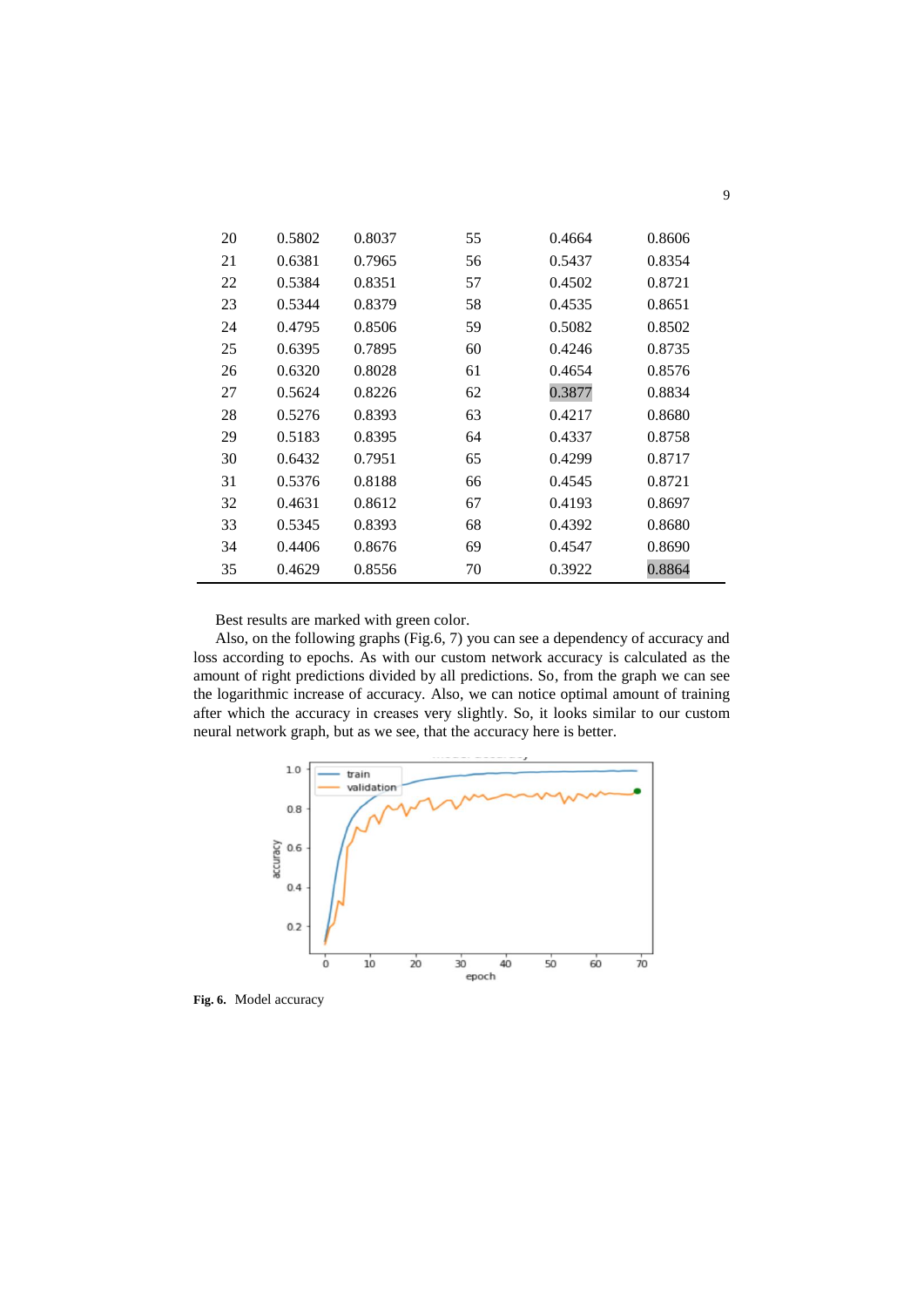| | | | | | |
|---|---|---|---|---|---|
| 20 | 0.5802 | 0.8037 | 55 | 0.4664 | 0.8606 |
| 21 | 0.6381 | 0.7965 | 56 | 0.5437 | 0.8354 |
| 22 | 0.5384 | 0.8351 | 57 | 0.4502 | 0.8721 |
| 23 | 0.5344 | 0.8379 | 58 | 0.4535 | 0.8651 |
| 24 | 0.4795 | 0.8506 | 59 | 0.5082 | 0.8502 |
| 25 | 0.6395 | 0.7895 | 60 | 0.4246 | 0.8735 |
| 26 | 0.6320 | 0.8028 | 61 | 0.4654 | 0.8576 |
| 27 | 0.5624 | 0.8226 | 62 | 0.3877 | 0.8834 |
| 28 | 0.5276 | 0.8393 | 63 | 0.4217 | 0.8680 |
| 29 | 0.5183 | 0.8395 | 64 | 0.4337 | 0.8758 |
| 30 | 0.6432 | 0.7951 | 65 | 0.4299 | 0.8717 |
| 31 | 0.5376 | 0.8188 | 66 | 0.4545 | 0.8721 |
| 32 | 0.4631 | 0.8612 | 67 | 0.4193 | 0.8697 |
| 33 | 0.5345 | 0.8393 | 68 | 0.4392 | 0.8680 |
| 34 | 0.4406 | 0.8676 | 69 | 0.4547 | 0.8690 |
| 35 | 0.4629 | 0.8556 | 70 | 0.3922 | 0.8864 |

Best results are marked with green color.

Also, on the following graphs (Fig.6, 7) you can see a dependency of accuracy and loss according to epochs. As with our custom network accuracy is calculated as the amount of right predictions divided by all predictions. So, from the graph we can see the logarithmic increase of accuracy. Also, we can notice optimal amount of training after which the accuracy in creases very slightly. So, it looks similar to our custom neural network graph, but as we see, that the accuracy here is better.

**Fig. 6.** Model accuracy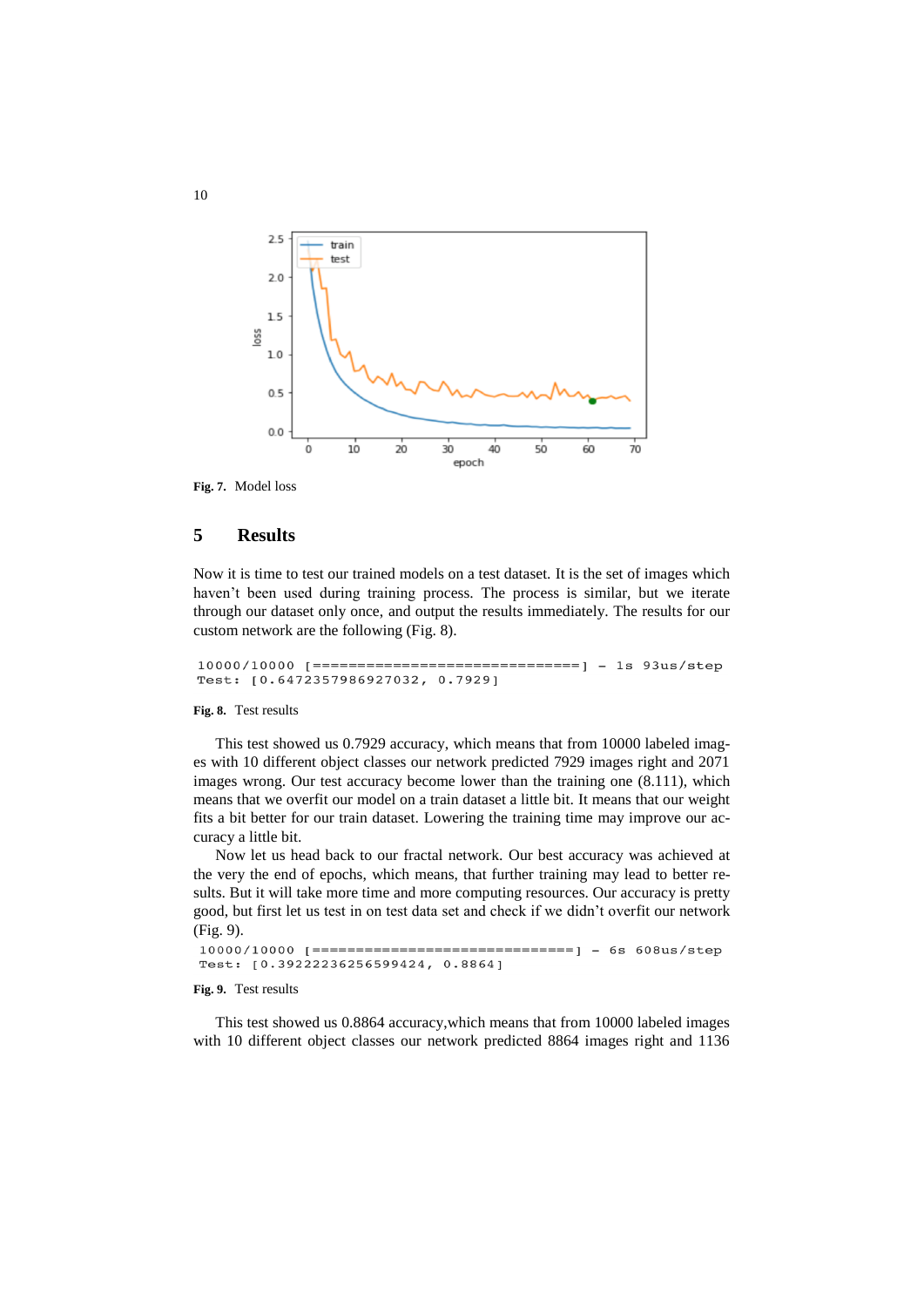Fig. 7. Model loss

## 5 Results

Now it is time to test our trained models on a test dataset. It is the set of images which haven't been used during training process. The process is similar, but we iterate through our dataset only once, and output the results immediately. The results for our custom network are the following (Fig. 8).

```
10000/10000 [==============================] - 1s 93us/step
Test: [0.6472357986927032, 0.7929]
```

**Fig. 8.** Test results

This test showed us 0.7929 accuracy, which means that from 10000 labeled images with 10 different object classes our network predicted 7929 images right and 2071 images wrong. Our test accuracy become lower than the training one (8.111), which means that we overfit our model on a train dataset a little bit. It means that our weight fits a bit better for our train dataset. Lowering the training time may improve our accuracy a little bit.

Now let us head back to our fractal network. Our best accuracy was achieved at the very the end of epochs, which means, that further training may lead to better results. But it will take more time and more computing resources. Our accuracy is pretty good, but first let us test in on test data set and check if we didn't overfit our network (Fig. 9).

```
10000/10000 [==============================] - 6s 608us/step
Test: [0.39222236256599424, 0.8864]
```

**Fig. 9.** Test results

This test showed us 0.8864 accuracy,which means that from 10000 labeled images with 10 different object classes our network predicted 8864 images right and 1136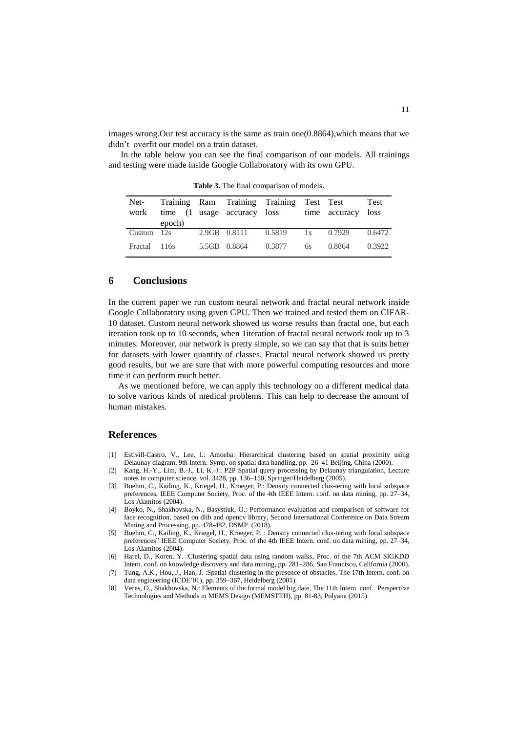images wrong.Our test accuracy is the same as train one(0.8864),which means that we didn't overfit our model on a train dataset.

In the table below you can see the final comparison of our models. All trainings and testing were made inside Google Collaboratory with its own GPU.

**Table 3.** The final comparison of models.

| Net-work | Training time (1 epoch) | Ram usage | Training accuracy | Training loss | Test time | Test accuracy | Test loss |
|---|---|---|---|---|---|---|---|
| Custom | 12s | 2.9GB | 0.8111 | 0.5819 | 1s | 0.7929 | 0.6472 |
| Fractal | 116s | 5.5GB | 0.8864 | 0.3877 | 6s | 0.8864 | 0.3922 |

## 6 Conclusions

In the current paper we run custom neural network and fractal neural network inside Google Collaboratory using given GPU. Then we trained and tested them on CIFAR-10 dataset. Custom neural network showed us worse results than fractal one, but each iteration took up to 10 seconds, when 1iteration of fractal neural network took up to 3 minutes. Moreover, our network is pretty simple, so we can say that that is suits better for datasets with lower quantity of classes. Fractal neural network showed us pretty good results, but we are sure that with more powerful computing resources and more time it can perform much better.

As we mentioned before, we can apply this technology on a different medical data to solve various kinds of medical problems. This can help to decrease the amount of human mistakes.

## References

[1] Estivill-Castro, V., Lee, I.: Amoeba: Hierarchical clustering based on spatial proximity using Delaunay diagram, 9th Intern. Symp. on spatial data handling, pp. 26–41 Beijing, China (2000).

[2] Kang, H.-Y., Lim, B.-J., Li, K.-J.: P2P Spatial query processing by Delaunay triangulation, Lecture notes in computer science, vol. 3428, pp. 136–150, Springer/Heidelberg (2005).

[3] Boehm, C., Kailing, K., Kriegel, H., Kroeger, P.: Density connected clus-tering with local subspace preferences, IEEE Computer Society, Proc. of the 4th IEEE Intern. conf. on data mining, pp. 27–34, Los Alamitos (2004).

[4] Boyko, N., Shakhovska, N., Basystiuk, O.: Performance evaluation and comparison of software for face recognition, based on dlib and opencv library, Second International Conference on Data Stream Mining and Processing, pp. 478-482, DSMP (2018).

[5] Boehm, C., Kailing, K., Kriegel, H., Kroeger, P. : Density connected clus-tering with local subspace preferences" IEEE Computer Society, Proc. of the 4th IEEE Intern. conf. on data mining, pp. 27–34, Los Alamitos (2004).

[6] Harel, D., Koren, Y. :Clustering spatial data using random walks, Proc. of the 7th ACM SIGKDD Intern. conf. on knowledge discovery and data mining, pp. 281–286, San Francisco, California (2000).

[7] Tung, A.K., Hou, J., Han, J. :Spatial clustering in the presence of obstacles, The 17th Intern. conf. on data engineering (ICDE'01), pp. 359–367, Heidelberg (2001).

[8] Veres, O., Shakhovska, N.: Elements of the formal model big date, The 11th Intern. conf. Perspective Technologies and Methods in MEMS Design (MEMSTEH), pp. 81-83, Polyana (2015).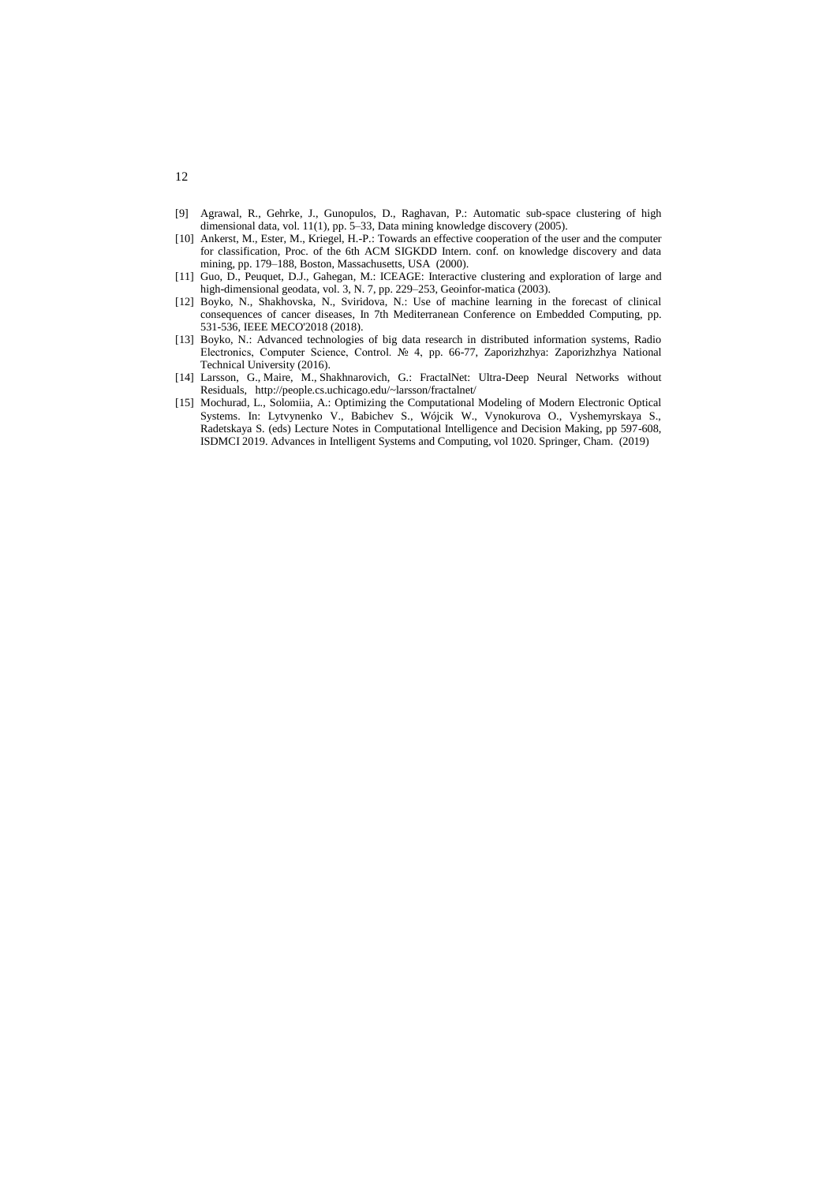[9] Agrawal, R., Gehrke, J., Gunopulos, D., Raghavan, P.: Automatic sub-space clustering of high dimensional data, vol. 11(1), pp. 5–33, Data mining knowledge discovery (2005).

[10] Ankerst, M., Ester, M., Kriegel, H.-P.: Towards an effective cooperation of the user and the computer for classification, Proc. of the 6th ACM SIGKDD Intern. conf. on knowledge discovery and data mining, pp. 179–188, Boston, Massachusetts, USA (2000).

[11] Guo, D., Peuquet, D.J., Gahegan, M.: ICEAGE: Interactive clustering and exploration of large and high-dimensional geodata, vol. 3, N. 7, pp. 229–253, Geoinfor-matica (2003).

[12] Boyko, N., Shakhovska, N., Sviridova, N.: Use of machine learning in the forecast of clinical consequences of cancer diseases, In 7th Mediterranean Conference on Embedded Computing, pp. 531-536, IEEE MECO'2018 (2018).

[13] Boyko, N.: Advanced technologies of big data research in distributed information systems, Radio Electronics, Computer Science, Control. № 4, pp. 66-77, Zaporizhzhya: Zaporizhzhya National Technical University (2016).

[14] Larsson, G., Maire, M., Shakhnarovich, G.: FractalNet: Ultra-Deep Neural Networks without Residuals, http://people.cs.uchicago.edu/~larsson/fractalnet/

[15] Mochurad, L., Solomiia, A.: Optimizing the Computational Modeling of Modern Electronic Optical Systems. In: Lytvynenko V., Babichev S., Wójcik W., Vynokurova O., Vyshemyrskaya S., Radetskaya S. (eds) Lecture Notes in Computational Intelligence and Decision Making, pp 597-608, ISDMCI 2019. Advances in Intelligent Systems and Computing, vol 1020. Springer, Cham. (2019)